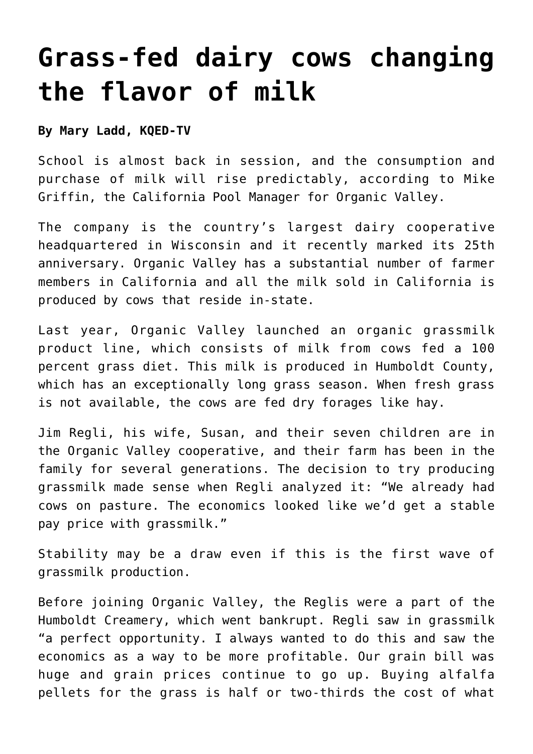# Grass-fed dairy cows changing the flavor of milk

**By Mary Ladd, KQED-TV**

School is almost back in session, and the consumption and purchase of milk will rise predictably, according to Mike Griffin, the California Pool Manager for Organic Valley.

The company is the country's largest dairy cooperative headquartered in Wisconsin and it recently marked its 25th anniversary. Organic Valley has a substantial number of farmer members in California and all the milk sold in California is produced by cows that reside in-state.

Last year, Organic Valley launched an organic grassmilk product line, which consists of milk from cows fed a 100 percent grass diet. This milk is produced in Humboldt County, which has an exceptionally long grass season. When fresh grass is not available, the cows are fed dry forages like hay.

Jim Regli, his wife, Susan, and their seven children are in the Organic Valley cooperative, and their farm has been in the family for several generations. The decision to try producing grassmilk made sense when Regli analyzed it: "We already had cows on pasture. The economics looked like we'd get a stable pay price with grassmilk."

Stability may be a draw even if this is the first wave of grassmilk production.

Before joining Organic Valley, the Reglis were a part of the Humboldt Creamery, which went bankrupt. Regli saw in grassmilk "a perfect opportunity. I always wanted to do this and saw the economics as a way to be more profitable. Our grain bill was huge and grain prices continue to go up. Buying alfalfa pellets for the grass is half or two-thirds the cost of what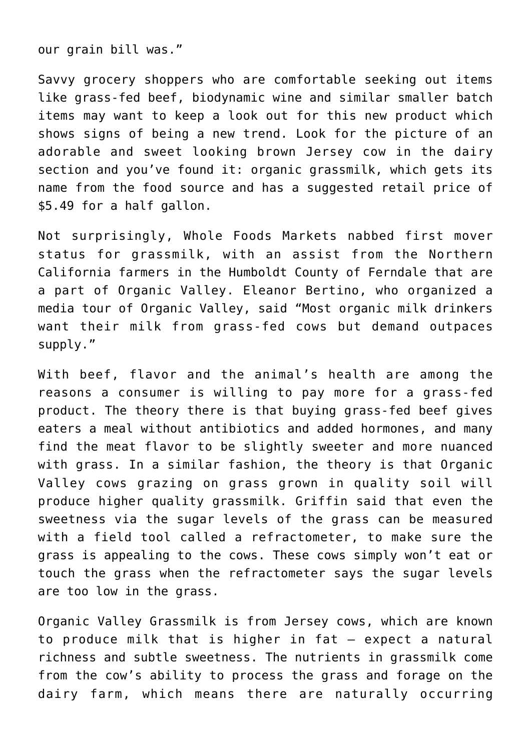our grain bill was."

Savvy grocery shoppers who are comfortable seeking out items like grass-fed beef, biodynamic wine and similar smaller batch items may want to keep a look out for this new product which shows signs of being a new trend. Look for the picture of an adorable and sweet looking brown Jersey cow in the dairy section and you've found it: organic grassmilk, which gets its name from the food source and has a suggested retail price of $5.49 for a half gallon.

Not surprisingly, Whole Foods Markets nabbed first mover status for grassmilk, with an assist from the Northern California farmers in the Humboldt County of Ferndale that are a part of Organic Valley. Eleanor Bertino, who organized a media tour of Organic Valley, said "Most organic milk drinkers want their milk from grass-fed cows but demand outpaces supply."

With beef, flavor and the animal's health are among the reasons a consumer is willing to pay more for a grass-fed product. The theory there is that buying grass-fed beef gives eaters a meal without antibiotics and added hormones, and many find the meat flavor to be slightly sweeter and more nuanced with grass. In a similar fashion, the theory is that Organic Valley cows grazing on grass grown in quality soil will produce higher quality grassmilk. Griffin said that even the sweetness via the sugar levels of the grass can be measured with a field tool called a refractometer, to make sure the grass is appealing to the cows. These cows simply won't eat or touch the grass when the refractometer says the sugar levels are too low in the grass.

Organic Valley Grassmilk is from Jersey cows, which are known to produce milk that is higher in fat – expect a natural richness and subtle sweetness. The nutrients in grassmilk come from the cow's ability to process the grass and forage on the dairy farm, which means there are naturally occurring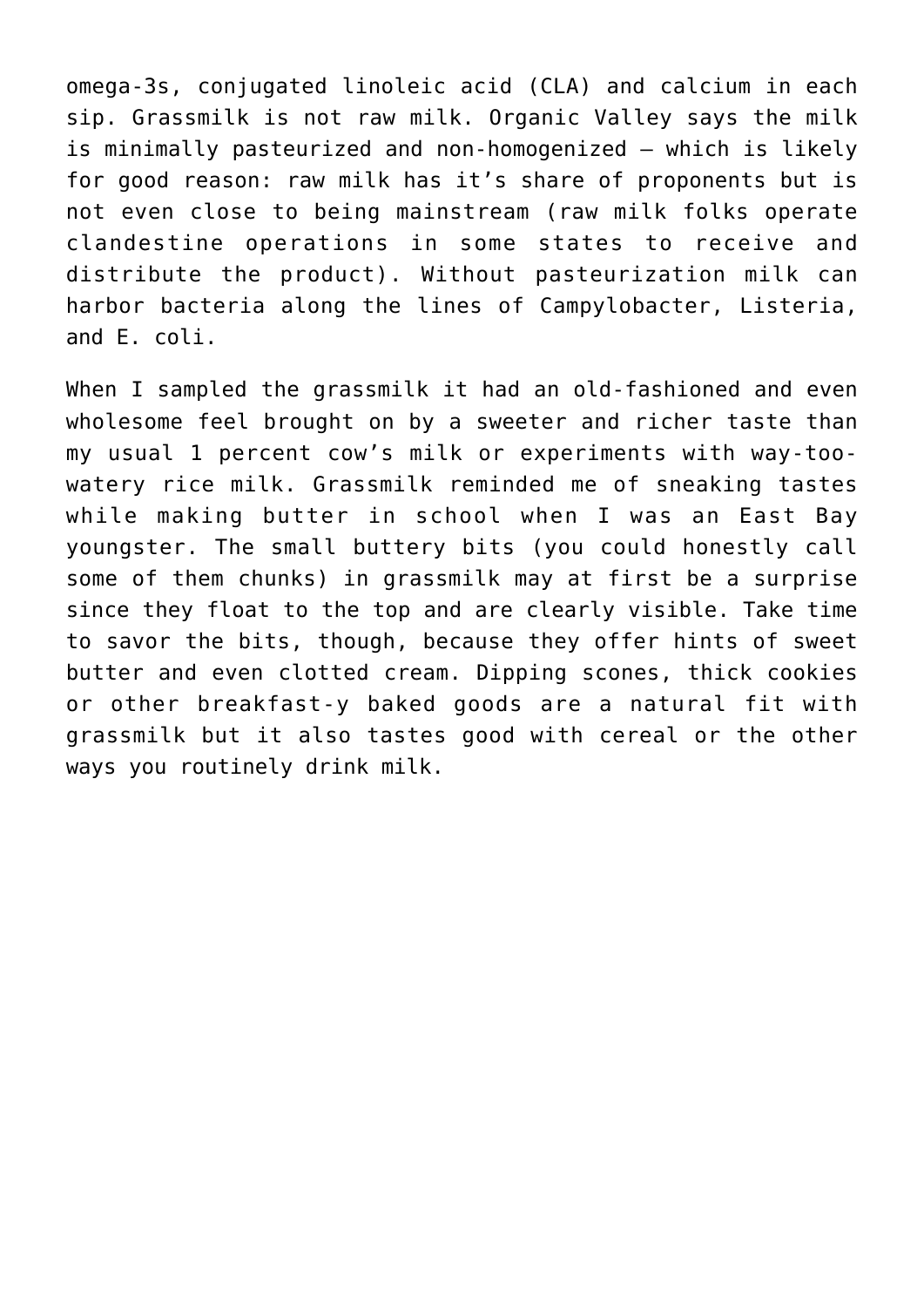omega-3s, conjugated linoleic acid (CLA) and calcium in each sip. Grassmilk is not raw milk. Organic Valley says the milk is minimally pasteurized and non-homogenized — which is likely for good reason: raw milk has it's share of proponents but is not even close to being mainstream (raw milk folks operate clandestine operations in some states to receive and distribute the product). Without pasteurization milk can harbor bacteria along the lines of Campylobacter, Listeria, and E. coli.

When I sampled the grassmilk it had an old-fashioned and even wholesome feel brought on by a sweeter and richer taste than my usual 1 percent cow's milk or experiments with way-too-watery rice milk. Grassmilk reminded me of sneaking tastes while making butter in school when I was an East Bay youngster. The small buttery bits (you could honestly call some of them chunks) in grassmilk may at first be a surprise since they float to the top and are clearly visible. Take time to savor the bits, though, because they offer hints of sweet butter and even clotted cream. Dipping scones, thick cookies or other breakfast-y baked goods are a natural fit with grassmilk but it also tastes good with cereal or the other ways you routinely drink milk.